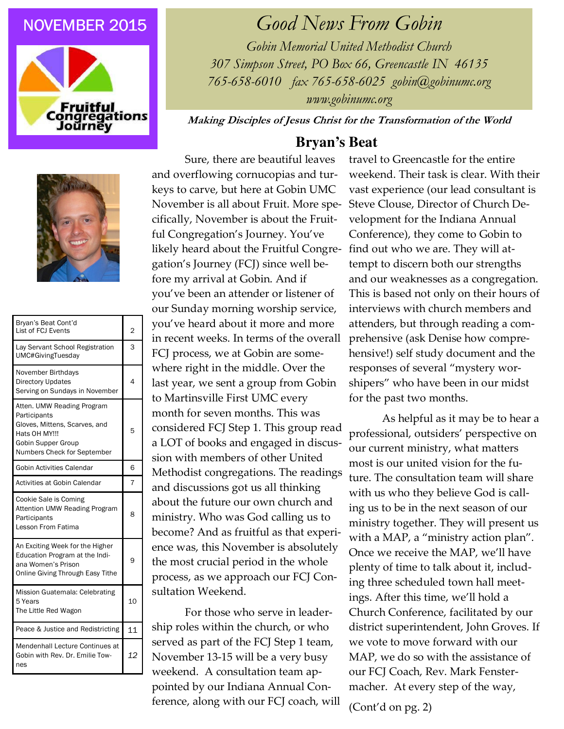NOVEMBER 2015

Fruitful Congregations Journey

# Good News From Gobin

*Gobin Memorial United Methodist Church*
*307 Simpson Street, PO Box 66, Greencastle IN 46135*
*765-658-6010 fax 765-658-6025 gobin@gobinumc.org*
*www.gobinumc.org*

***Making Disciples of Jesus Christ for the Transformation of the World***

| | |
|---|---|
| Bryan's Beat Cont'd<br>List of FCJ Events | 2 |
| Lay Servant School Registration<br>UMC#GivingTuesday | 3 |
| November Birthdays<br>Directory Updates<br>Serving on Sundays in November | 4 |
| Atten. UMW Reading Program Participants<br>Gloves, Mittens, Scarves, and Hats OH MY!!!<br>Gobin Supper Group<br>Numbers Check for September | 5 |
| Gobin Activities Calendar | 6 |
| Activities at Gobin Calendar | 7 |
| Cookie Sale is Coming<br>Attention UMW Reading Program Participants<br>Lesson From Fatima | 8 |
| An Exciting Week for the Higher Education Program at the Indiana Women's Prison<br>Online Giving Through Easy Tithe | 9 |
| Mission Guatemala: Celebrating 5 Years<br>The Little Red Wagon | 10 |
| Peace & Justice and Redistricting | 11 |
| Mendenhall Lecture Continues at Gobin with Rev. Dr. Emilie Townes | 12 |

## Bryan's Beat

Sure, there are beautiful leaves and overflowing cornucopias and turkeys to carve, but here at Gobin UMC November is all about Fruit. More specifically, November is about the Fruitful Congregation's Journey. You've likely heard about the Fruitful Congregation's Journey (FCJ) since well before my arrival at Gobin. And if you've been an attender or listener of our Sunday morning worship service, you've heard about it more and more in recent weeks. In terms of the overall FCJ process, we at Gobin are somewhere right in the middle. Over the last year, we sent a group from Gobin to Martinsville First UMC every month for seven months. This was considered FCJ Step 1. This group read a LOT of books and engaged in discussion with members of other United Methodist congregations. The readings and discussions got us all thinking about the future our own church and ministry. Who was God calling us to become? And as fruitful as that experience was, this November is absolutely the most crucial period in the whole process, as we approach our FCJ Consultation Weekend.

For those who serve in leadership roles within the church, or who served as part of the FCJ Step 1 team, November 13-15 will be a very busy weekend. A consultation team appointed by our Indiana Annual Conference, along with our FCJ coach, will travel to Greencastle for the entire weekend. Their task is clear. With their vast experience (our lead consultant is Steve Clouse, Director of Church Development for the Indiana Annual Conference), they come to Gobin to find out who we are. They will attempt to discern both our strengths and our weaknesses as a congregation. This is based not only on their hours of interviews with church members and attenders, but through reading a comprehensive (ask Denise how comprehensive!) self study document and the responses of several "mystery worshipers" who have been in our midst for the past two months.

As helpful as it may be to hear a professional, outsiders' perspective on our current ministry, what matters most is our united vision for the future. The consultation team will share with us who they believe God is calling us to be in the next season of our ministry together. They will present us with a MAP, a "ministry action plan". Once we receive the MAP, we'll have plenty of time to talk about it, including three scheduled town hall meetings. After this time, we'll hold a Church Conference, facilitated by our district superintendent, John Groves. If we vote to move forward with our MAP, we do so with the assistance of our FCJ Coach, Rev. Mark Fenstermacher. At every step of the way,

(Cont'd on pg. 2)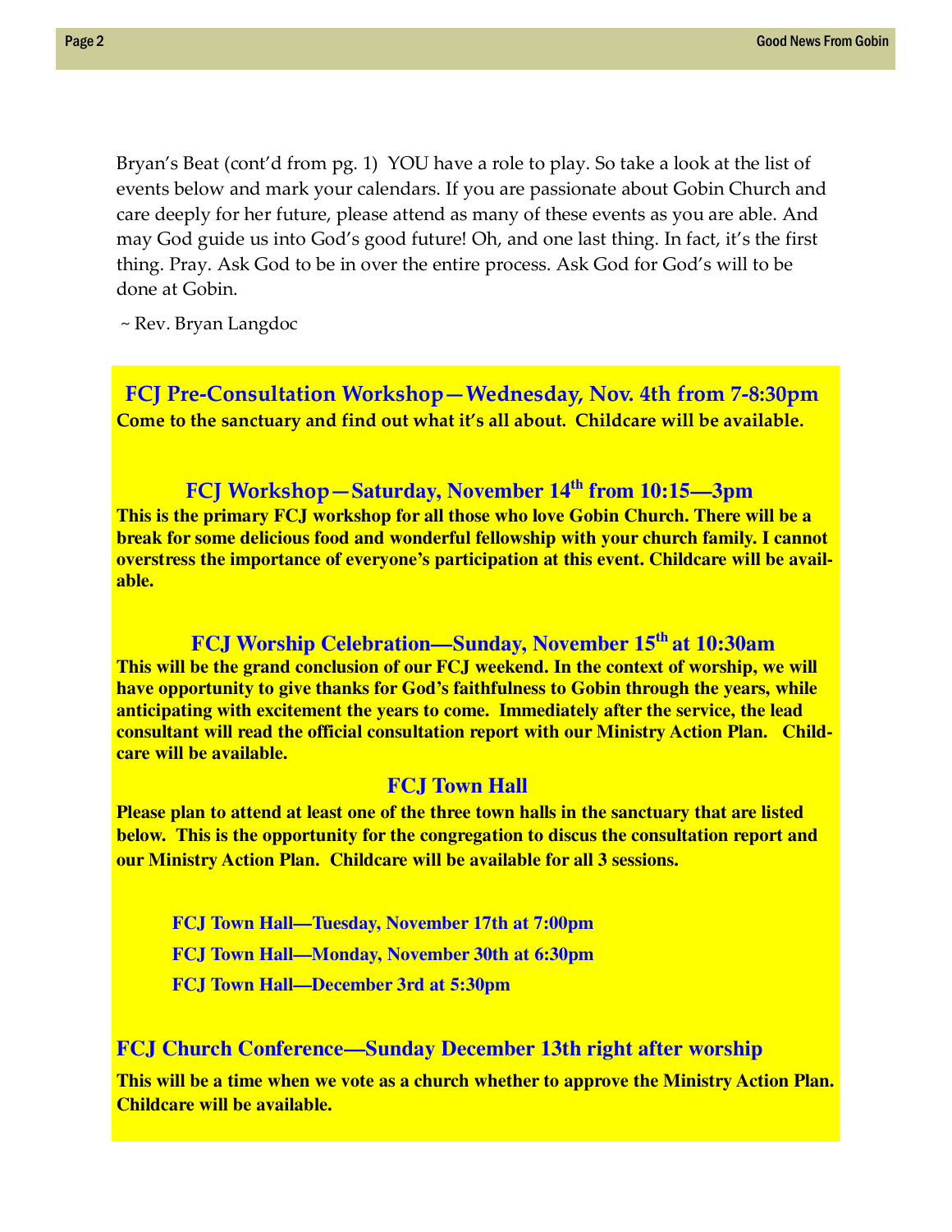Bryan's Beat (cont'd from pg. 1) YOU have a role to play. So take a look at the list of events below and mark your calendars. If you are passionate about Gobin Church and care deeply for her future, please attend as many of these events as you are able. And may God guide us into God's good future! Oh, and one last thing. In fact, it's the first thing. Pray. Ask God to be in over the entire process. Ask God for God's will to be done at Gobin.

~ Rev. Bryan Langdoc

### FCJ Pre-Consultation Workshop—Wednesday, Nov. 4th from 7-8:30pm

**Come to the sanctuary and find out what it's all about. Childcare will be available.**

### FCJ Workshop—Saturday, November 14th from 10:15—3pm

**This is the primary FCJ workshop for all those who love Gobin Church. There will be a break for some delicious food and wonderful fellowship with your church family. I cannot overstress the importance of everyone's participation at this event. Childcare will be available.**

### FCJ Worship Celebration—Sunday, November 15th at 10:30am

**This will be the grand conclusion of our FCJ weekend. In the context of worship, we will have opportunity to give thanks for God's faithfulness to Gobin through the years, while anticipating with excitement the years to come. Immediately after the service, the lead consultant will read the official consultation report with our Ministry Action Plan. Childcare will be available.**

### FCJ Town Hall

**Please plan to attend at least one of the three town halls in the sanctuary that are listed below. This is the opportunity for the congregation to discus the consultation report and our Ministry Action Plan. Childcare will be available for all 3 sessions.**

- **FCJ Town Hall—Tuesday, November 17th at 7:00pm**
- **FCJ Town Hall—Monday, November 30th at 6:30pm**
- **FCJ Town Hall—December 3rd at 5:30pm**

### FCJ Church Conference—Sunday December 13th right after worship

**This will be a time when we vote as a church whether to approve the Ministry Action Plan. Childcare will be available.**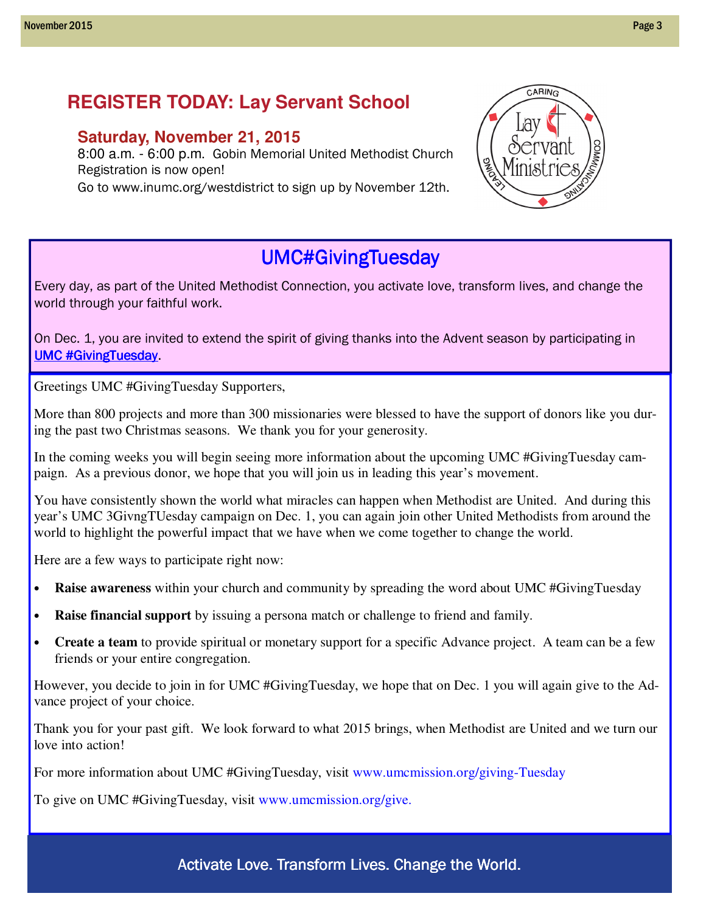## REGISTER TODAY: Lay Servant School

### Saturday, November 21, 2015

8:00 a.m. - 6:00 p.m. Gobin Memorial United Methodist Church
Registration is now open!
Go to www.inumc.org/westdistrict to sign up by November 12th.

CARING
Lay Servant Ministries
LEADING
COMMUNICATING

## UMC#GivingTuesday

Every day, as part of the United Methodist Connection, you activate love, transform lives, and change the world through your faithful work.

On Dec. 1, you are invited to extend the spirit of giving thanks into the Advent season by participating in UMC #GivingTuesday.

Greetings UMC #GivingTuesday Supporters,

More than 800 projects and more than 300 missionaries were blessed to have the support of donors like you during the past two Christmas seasons. We thank you for your generosity.

In the coming weeks you will begin seeing more information about the upcoming UMC #GivingTuesday campaign. As a previous donor, we hope that you will join us in leading this year's movement.

You have consistently shown the world what miracles can happen when Methodist are United. And during this year's UMC 3GivngTUesday campaign on Dec. 1, you can again join other United Methodists from around the world to highlight the powerful impact that we have when we come together to change the world.

Here are a few ways to participate right now:

- **Raise awareness** within your church and community by spreading the word about UMC #GivingTuesday
- **Raise financial support** by issuing a persona match or challenge to friend and family.
- **Create a team** to provide spiritual or monetary support for a specific Advance project. A team can be a few friends or your entire congregation.

However, you decide to join in for UMC #GivingTuesday, we hope that on Dec. 1 you will again give to the Advance project of your choice.

Thank you for your past gift. We look forward to what 2015 brings, when Methodist are United and we turn our love into action!

For more information about UMC #GivingTuesday, visit www.umcmission.org/giving-Tuesday

To give on UMC #GivingTuesday, visit www.umcmission.org/give.

Activate Love. Transform Lives. Change the World.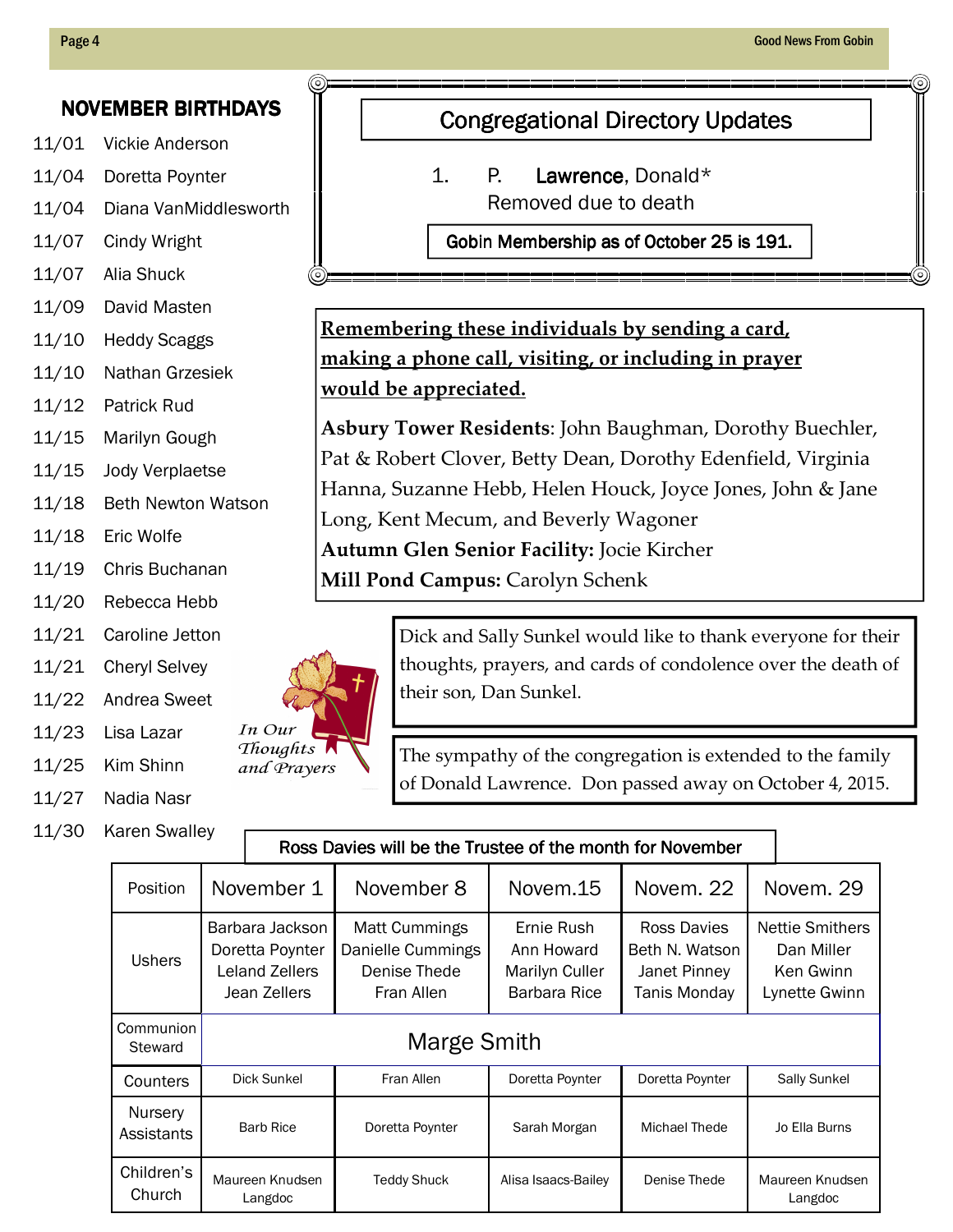## NOVEMBER BIRTHDAYS

11/01 Vickie Anderson
11/04 Doretta Poynter
11/04 Diana VanMiddlesworth
11/07 Cindy Wright
11/07 Alia Shuck
11/09 David Masten
11/10 Heddy Scaggs
11/10 Nathan Grzesiek
11/12 Patrick Rud
11/15 Marilyn Gough
11/15 Jody Verplaetse
11/18 Beth Newton Watson
11/18 Eric Wolfe
11/19 Chris Buchanan
11/20 Rebecca Hebb
11/21 Caroline Jetton
11/21 Cheryl Selvey
11/22 Andrea Sweet
11/23 Lisa Lazar
11/25 Kim Shinn
11/27 Nadia Nasr
11/30 Karen Swalley

## Congregational Directory Updates

1. P. **Lawrence**, Donald*
   Removed due to death

**Gobin Membership as of October 25 is 191.**

**Remembering these individuals by sending a card, making a phone call, visiting, or including in prayer would be appreciated.**

**Asbury Tower Residents**: John Baughman, Dorothy Buechler, Pat & Robert Clover, Betty Dean, Dorothy Edenfield, Virginia Hanna, Suzanne Hebb, Helen Houck, Joyce Jones, John & Jane Long, Kent Mecum, and Beverly Wagoner
**Autumn Glen Senior Facility:** Jocie Kircher
**Mill Pond Campus:** Carolyn Schenk

*In Our Thoughts and Prayers*

Dick and Sally Sunkel would like to thank everyone for their thoughts, prayers, and cards of condolence over the death of their son, Dan Sunkel.

The sympathy of the congregation is extended to the family of Donald Lawrence. Don passed away on October 4, 2015.

**Ross Davies will be the Trustee of the month for November**

| Position | November 1 | November 8 | Novem.15 | Novem. 22 | Novem. 29 |
|---|---|---|---|---|---|
| Ushers | Barbara Jackson<br>Doretta Poynter<br>Leland Zellers<br>Jean Zellers | Matt Cummings<br>Danielle Cummings<br>Denise Thede<br>Fran Allen | Ernie Rush<br>Ann Howard<br>Marilyn Culler<br>Barbara Rice | Ross Davies<br>Beth N. Watson<br>Janet Pinney<br>Tanis Monday | Nettie Smithers<br>Dan Miller<br>Ken Gwinn<br>Lynette Gwinn |
| Communion Steward | Marge Smith | | | | |
| Counters | Dick Sunkel | Fran Allen | Doretta Poynter | Doretta Poynter | Sally Sunkel |
| Nursery Assistants | Barb Rice | Doretta Poynter | Sarah Morgan | Michael Thede | Jo Ella Burns |
| Children's Church | Maureen Knudsen Langdoc | Teddy Shuck | Alisa Isaacs-Bailey | Denise Thede | Maureen Knudsen Langdoc |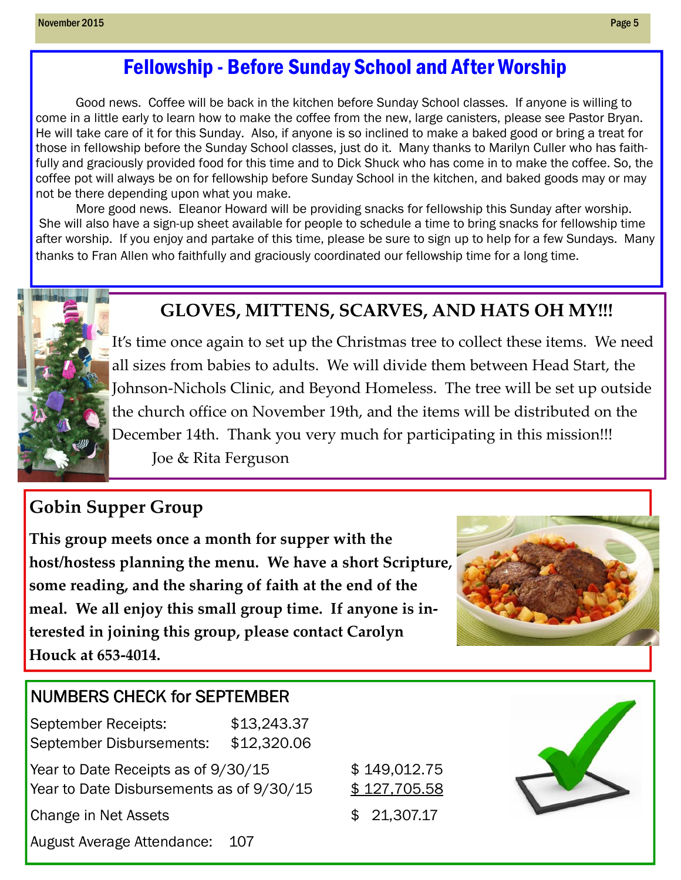## Fellowship - Before Sunday School and After Worship

Good news. Coffee will be back in the kitchen before Sunday School classes. If anyone is willing to come in a little early to learn how to make the coffee from the new, large canisters, please see Pastor Bryan. He will take care of it for this Sunday. Also, if anyone is so inclined to make a baked good or bring a treat for those in fellowship before the Sunday School classes, just do it. Many thanks to Marilyn Culler who has faithfully and graciously provided food for this time and to Dick Shuck who has come in to make the coffee. So, the coffee pot will always be on for fellowship before Sunday School in the kitchen, and baked goods may or may not be there depending upon what you make.

More good news. Eleanor Howard will be providing snacks for fellowship this Sunday after worship. She will also have a sign-up sheet available for people to schedule a time to bring snacks for fellowship time after worship. If you enjoy and partake of this time, please be sure to sign up to help for a few Sundays. Many thanks to Fran Allen who faithfully and graciously coordinated our fellowship time for a long time.

## GLOVES, MITTENS, SCARVES, AND HATS OH MY!!!

It's time once again to set up the Christmas tree to collect these items. We need all sizes from babies to adults. We will divide them between Head Start, the Johnson-Nichols Clinic, and Beyond Homeless. The tree will be set up outside the church office on November 19th, and the items will be distributed on the December 14th. Thank you very much for participating in this mission!!!

Joe & Rita Ferguson

## Gobin Supper Group

**This group meets once a month for supper with the host/hostess planning the menu. We have a short Scripture, some reading, and the sharing of faith at the end of the meal. We all enjoy this small group time. If anyone is interested in joining this group, please contact Carolyn Houck at 653-4014.**

## NUMBERS CHECK for SEPTEMBER

September Receipts: $13,243.37
September Disbursements: $12,320.06

Year to Date Receipts as of 9/30/15 $ 149,012.75
Year to Date Disbursements as of 9/30/15 $ 127,705.58

Change in Net Assets $ 21,307.17

August Average Attendance: 107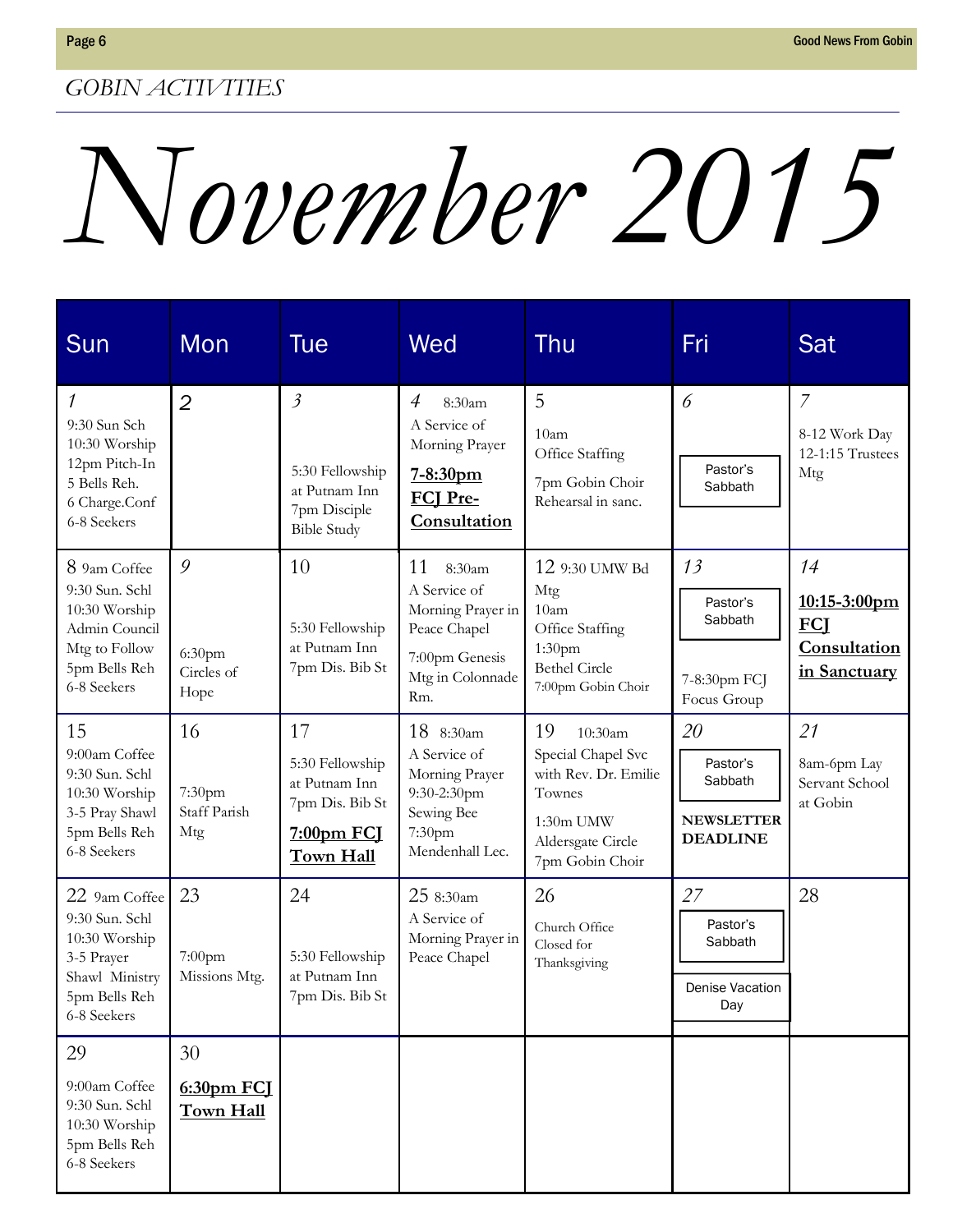## GOBIN ACTIVITIES

# *November 2015*

| Sun | Mon | Tue | Wed | Thu | Fri | Sat |
|---|---|---|---|---|---|---|
| *1* 9:30 Sun Sch 10:30 Worship 12pm Pitch-In 5 Bells Reh. 6 Charge.Conf 6-8 Seekers | 2 | *3* 5:30 Fellowship at Putnam Inn 7pm Disciple Bible Study | *4* 8:30am A Service of Morning Prayer **7-8:30pm FCJ Pre-Consultation** | 5 10am Office Staffing 7pm Gobin Choir Rehearsal in sanc. | *6* Pastor's Sabbath | *7* 8-12 Work Day 12-1:15 Trustees Mtg |
| 8 9am Coffee 9:30 Sun. Schl 10:30 Worship Admin Council Mtg to Follow 5pm Bells Reh 6-8 Seekers | *9* 6:30pm Circles of Hope | 10 5:30 Fellowship at Putnam Inn 7pm Dis. Bib St | 11 8:30am A Service of Morning Prayer in Peace Chapel 7:00pm Genesis Mtg in Colonnade Rm. | 12 9:30 UMW Bd Mtg 10am Office Staffing 1:30pm Bethel Circle 7:00pm Gobin Choir | *13* Pastor's Sabbath 7-8:30pm FCJ Focus Group | *14* **10:15-3:00pm FCJ Consultation in Sanctuary** |
| 15 9:00am Coffee 9:30 Sun. Schl 10:30 Worship 3-5 Pray Shawl 5pm Bells Reh 6-8 Seekers | 16 7:30pm Staff Parish Mtg | 17 5:30 Fellowship at Putnam Inn 7pm Dis. Bib St **7:00pm FCJ Town Hall** | 18 8:30am A Service of Morning Prayer 9:30-2:30pm Sewing Bee 7:30pm Mendenhall Lec. | 19 10:30am Special Chapel Svc with Rev. Dr. Emilie Townes 1:30m UMW Aldersgate Circle 7pm Gobin Choir | *20* Pastor's Sabbath **NEWSLETTER DEADLINE** | *21* 8am-6pm Lay Servant School at Gobin |
| 22 9am Coffee 9:30 Sun. Schl 10:30 Worship 3-5 Prayer Shawl Ministry 5pm Bells Reh 6-8 Seekers | 23 7:00pm Missions Mtg. | 24 5:30 Fellowship at Putnam Inn 7pm Dis. Bib St | 25 8:30am A Service of Morning Prayer in Peace Chapel | 26 Church Office Closed for Thanksgiving | *27* Pastor's Sabbath Denise Vacation Day | 28 |
| 29 9:00am Coffee 9:30 Sun. Schl 10:30 Worship 5pm Bells Reh 6-8 Seekers | 30 **6:30pm FCJ Town Hall** | | | | | |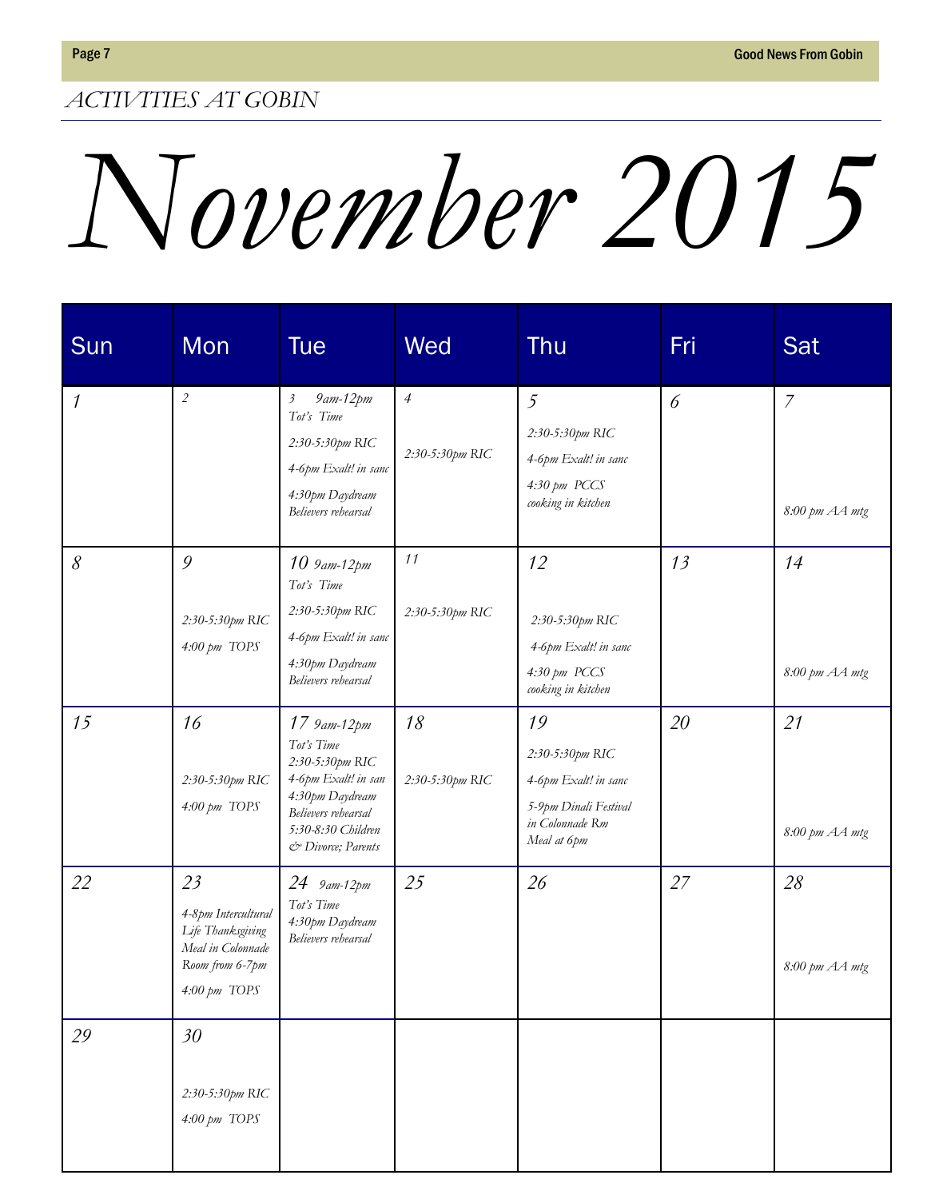## ACTIVITIES AT GOBIN

# November 2015

| Sun | Mon | Tue | Wed | Thu | Fri | Sat |
|---|---|---|---|---|---|---|
| 1 | 2 | 3 9am-12pm Tot's Time<br>2:30-5:30pm RIC<br>4-6pm Exalt! in sanc<br>4:30pm Daydream Believers rehearsal | 4<br>2:30-5:30pm RIC | 5<br>2:30-5:30pm RIC<br>4-6pm Exalt! in sanc<br>4:30 pm PCCS cooking in kitchen | 6 | 7<br>8:00 pm AA mtg |
| 8 | 9<br>2:30-5:30pm RIC<br>4:00 pm TOPS | 10 9am-12pm Tot's Time<br>2:30-5:30pm RIC<br>4-6pm Exalt! in sanc<br>4:30pm Daydream Believers rehearsal | 11<br>2:30-5:30pm RIC | 12<br>2:30-5:30pm RIC<br>4-6pm Exalt! in sanc<br>4:30 pm PCCS cooking in kitchen | 13 | 14<br>8:00 pm AA mtg |
| 15 | 16<br>2:30-5:30pm RIC<br>4:00 pm TOPS | 17 9am-12pm Tot's Time<br>2:30-5:30pm RIC<br>4-6pm Exalt! in san<br>4:30pm Daydream Believers rehearsal<br>5:30-8:30 Children & Divorce; Parents | 18<br>2:30-5:30pm RIC | 19<br>2:30-5:30pm RIC<br>4-6pm Exalt! in sanc<br>5-9pm Dinali Festival in Colonnade Rm Meal at 6pm | 20 | 21<br>8:00 pm AA mtg |
| 22 | 23<br>4-8pm Intercultural Life Thanksgiving Meal in Colonnade Room from 6-7pm<br>4:00 pm TOPS | 24 9am-12pm Tot's Time<br>4:30pm Daydream Believers rehearsal | 25 | 26 | 27 | 28<br>8:00 pm AA mtg |
| 29 | 30<br>2:30-5:30pm RIC<br>4:00 pm TOPS | | | | | |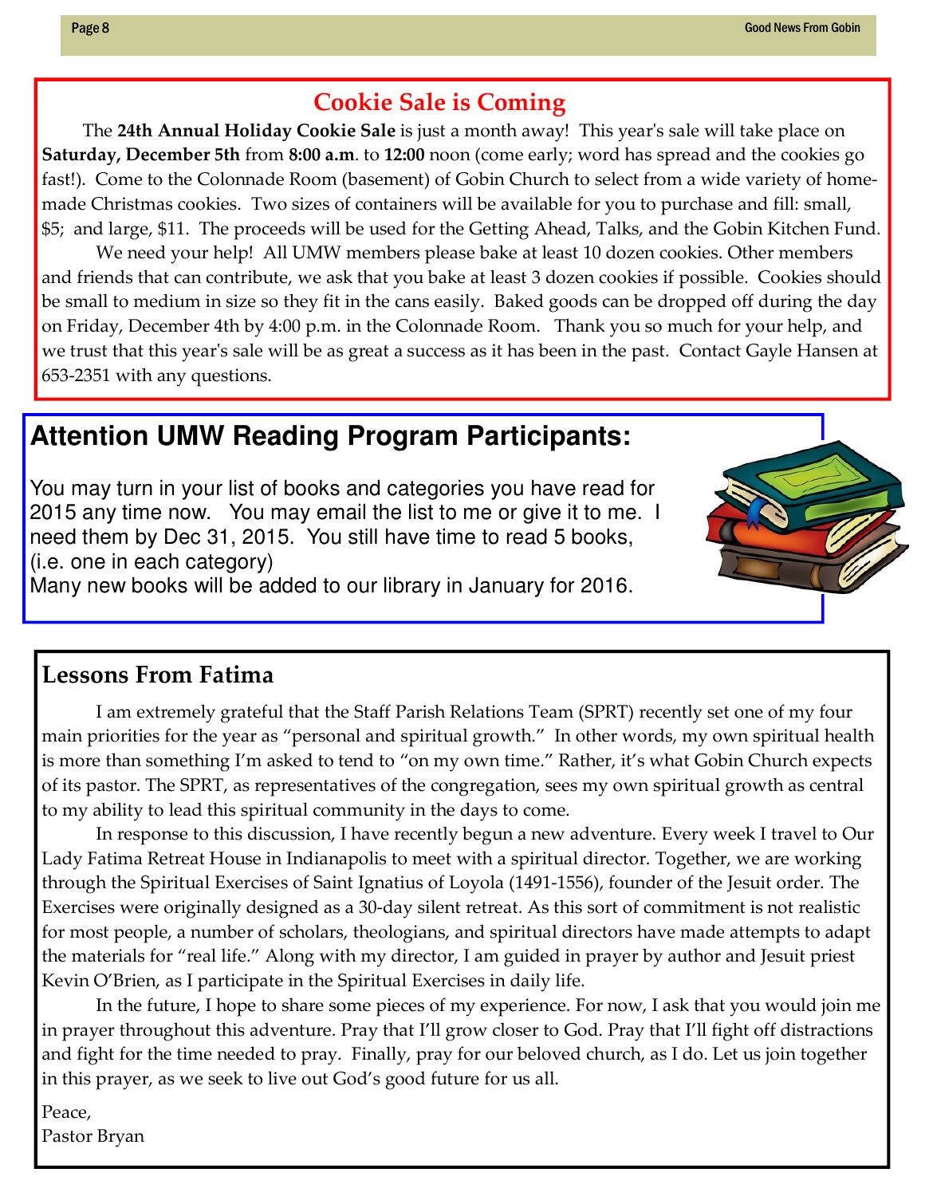## Cookie Sale is Coming

The **24th Annual Holiday Cookie Sale** is just a month away! This year's sale will take place on **Saturday, December 5th** from **8:00 a.m**. to **12:00** noon (come early; word has spread and the cookies go fast!). Come to the Colonnade Room (basement) of Gobin Church to select from a wide variety of homemade Christmas cookies. Two sizes of containers will be available for you to purchase and fill: small, $5; and large, $11. The proceeds will be used for the Getting Ahead, Talks, and the Gobin Kitchen Fund.

We need your help! All UMW members please bake at least 10 dozen cookies. Other members and friends that can contribute, we ask that you bake at least 3 dozen cookies if possible. Cookies should be small to medium in size so they fit in the cans easily. Baked goods can be dropped off during the day on Friday, December 4th by 4:00 p.m. in the Colonnade Room. Thank you so much for your help, and we trust that this year's sale will be as great a success as it has been in the past. Contact Gayle Hansen at 653-2351 with any questions.

## Attention UMW Reading Program Participants:

You may turn in your list of books and categories you have read for 2015 any time now. You may email the list to me or give it to me. I need them by Dec 31, 2015. You still have time to read 5 books, (i.e. one in each category)

Many new books will be added to our library in January for 2016.

## Lessons From Fatima

I am extremely grateful that the Staff Parish Relations Team (SPRT) recently set one of my four main priorities for the year as "personal and spiritual growth." In other words, my own spiritual health is more than something I'm asked to tend to "on my own time." Rather, it's what Gobin Church expects of its pastor. The SPRT, as representatives of the congregation, sees my own spiritual growth as central to my ability to lead this spiritual community in the days to come.

In response to this discussion, I have recently begun a new adventure. Every week I travel to Our Lady Fatima Retreat House in Indianapolis to meet with a spiritual director. Together, we are working through the Spiritual Exercises of Saint Ignatius of Loyola (1491-1556), founder of the Jesuit order. The Exercises were originally designed as a 30-day silent retreat. As this sort of commitment is not realistic for most people, a number of scholars, theologians, and spiritual directors have made attempts to adapt the materials for "real life." Along with my director, I am guided in prayer by author and Jesuit priest Kevin O'Brien, as I participate in the Spiritual Exercises in daily life.

In the future, I hope to share some pieces of my experience. For now, I ask that you would join me in prayer throughout this adventure. Pray that I'll grow closer to God. Pray that I'll fight off distractions and fight for the time needed to pray. Finally, pray for our beloved church, as I do. Let us join together in this prayer, as we seek to live out God's good future for us all.

Peace,
Pastor Bryan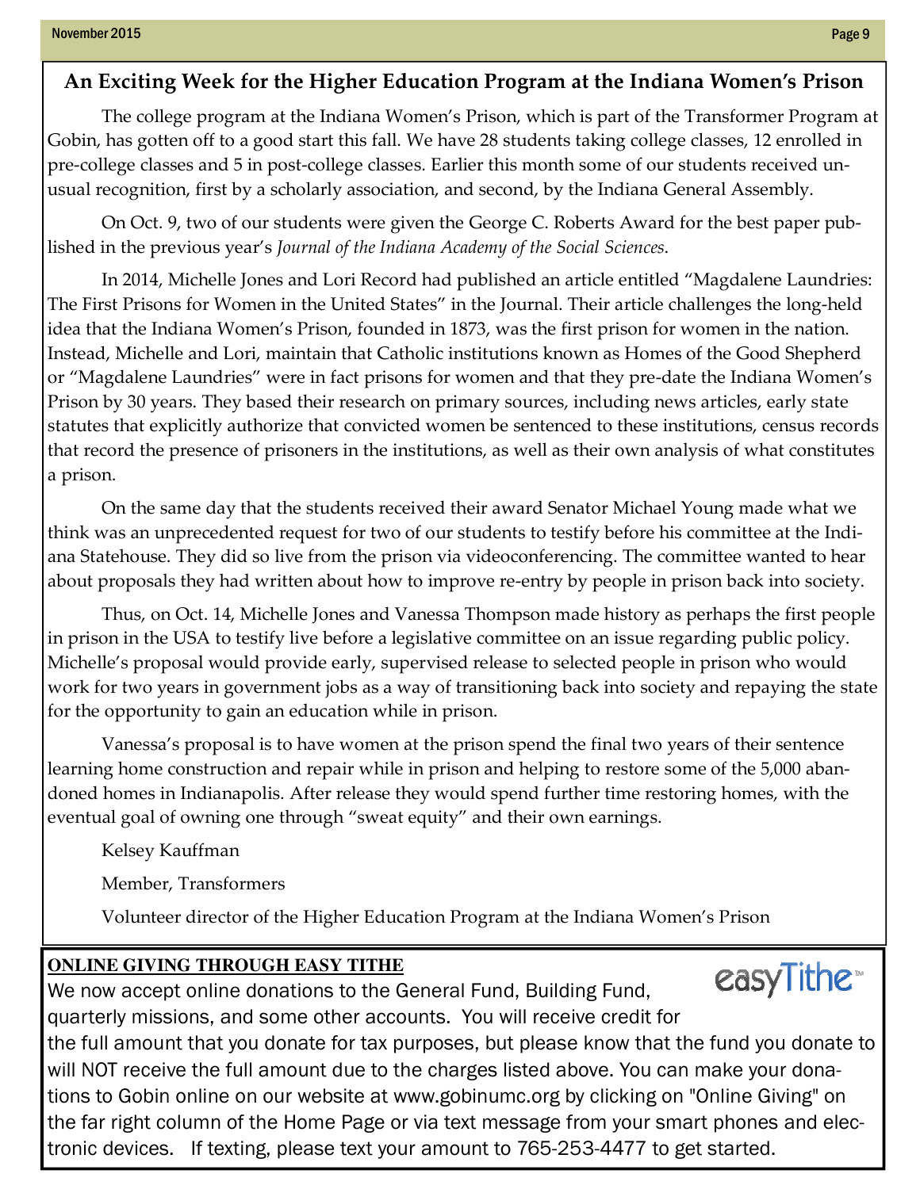## An Exciting Week for the Higher Education Program at the Indiana Women's Prison

The college program at the Indiana Women's Prison, which is part of the Transformer Program at Gobin, has gotten off to a good start this fall. We have 28 students taking college classes, 12 enrolled in pre-college classes and 5 in post-college classes. Earlier this month some of our students received unusual recognition, first by a scholarly association, and second, by the Indiana General Assembly.

On Oct. 9, two of our students were given the George C. Roberts Award for the best paper published in the previous year's *Journal of the Indiana Academy of the Social Sciences*.

In 2014, Michelle Jones and Lori Record had published an article entitled "Magdalene Laundries: The First Prisons for Women in the United States" in the Journal. Their article challenges the long-held idea that the Indiana Women's Prison, founded in 1873, was the first prison for women in the nation. Instead, Michelle and Lori, maintain that Catholic institutions known as Homes of the Good Shepherd or "Magdalene Laundries" were in fact prisons for women and that they pre-date the Indiana Women's Prison by 30 years. They based their research on primary sources, including news articles, early state statutes that explicitly authorize that convicted women be sentenced to these institutions, census records that record the presence of prisoners in the institutions, as well as their own analysis of what constitutes a prison.

On the same day that the students received their award Senator Michael Young made what we think was an unprecedented request for two of our students to testify before his committee at the Indiana Statehouse. They did so live from the prison via videoconferencing. The committee wanted to hear about proposals they had written about how to improve re-entry by people in prison back into society.

Thus, on Oct. 14, Michelle Jones and Vanessa Thompson made history as perhaps the first people in prison in the USA to testify live before a legislative committee on an issue regarding public policy. Michelle's proposal would provide early, supervised release to selected people in prison who would work for two years in government jobs as a way of transitioning back into society and repaying the state for the opportunity to gain an education while in prison.

Vanessa's proposal is to have women at the prison spend the final two years of their sentence learning home construction and repair while in prison and helping to restore some of the 5,000 abandoned homes in Indianapolis. After release they would spend further time restoring homes, with the eventual goal of owning one through "sweat equity" and their own earnings.

Kelsey Kauffman

Member, Transformers

Volunteer director of the Higher Education Program at the Indiana Women's Prison

**ONLINE GIVING THROUGH EASY TITHE**

easyTithe™

We now accept online donations to the General Fund, Building Fund, quarterly missions, and some other accounts. You will receive credit for the full amount that you donate for tax purposes, but please know that the fund you donate to will NOT receive the full amount due to the charges listed above. You can make your donations to Gobin online on our website at www.gobinumc.org by clicking on "Online Giving" on the far right column of the Home Page or via text message from your smart phones and electronic devices. If texting, please text your amount to 765-253-4477 to get started.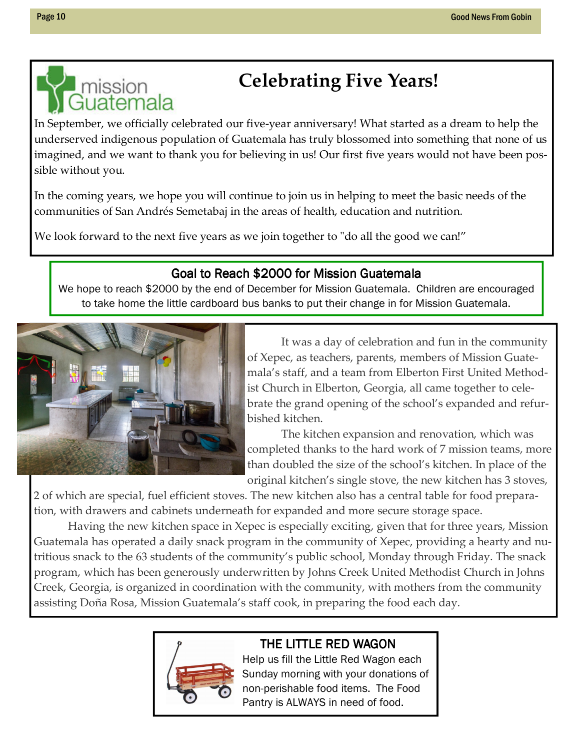# Celebrating Five Years!

In September, we officially celebrated our five-year anniversary! What started as a dream to help the underserved indigenous population of Guatemala has truly blossomed into something that none of us imagined, and we want to thank you for believing in us! Our first five years would not have been possible without you.

In the coming years, we hope you will continue to join us in helping to meet the basic needs of the communities of San Andrés Semetabaj in the areas of health, education and nutrition.

We look forward to the next five years as we join together to "do all the good we can!"

## Goal to Reach $2000 for Mission Guatemala

We hope to reach $2000 by the end of December for Mission Guatemala. Children are encouraged to take home the little cardboard bus banks to put their change in for Mission Guatemala.

It was a day of celebration and fun in the community of Xepec, as teachers, parents, members of Mission Guatemala's staff, and a team from Elberton First United Methodist Church in Elberton, Georgia, all came together to celebrate the grand opening of the school's expanded and refurbished kitchen.

The kitchen expansion and renovation, which was completed thanks to the hard work of 7 mission teams, more than doubled the size of the school's kitchen. In place of the original kitchen's single stove, the new kitchen has 3 stoves, 2 of which are special, fuel efficient stoves. The new kitchen also has a central table for food preparation, with drawers and cabinets underneath for expanded and more secure storage space.

Having the new kitchen space in Xepec is especially exciting, given that for three years, Mission Guatemala has operated a daily snack program in the community of Xepec, providing a hearty and nutritious snack to the 63 students of the community's public school, Monday through Friday. The snack program, which has been generously underwritten by Johns Creek United Methodist Church in Johns Creek, Georgia, is organized in coordination with the community, with mothers from the community assisting Doña Rosa, Mission Guatemala's staff cook, in preparing the food each day.

## THE LITTLE RED WAGON

Help us fill the Little Red Wagon each Sunday morning with your donations of non-perishable food items. The Food Pantry is ALWAYS in need of food.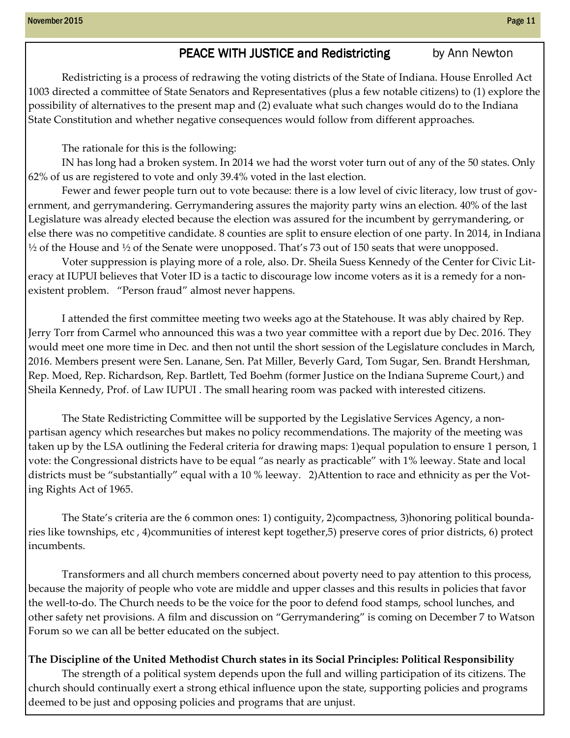## PEACE WITH JUSTICE and Redistricting

by Ann Newton

Redistricting is a process of redrawing the voting districts of the State of Indiana. House Enrolled Act 1003 directed a committee of State Senators and Representatives (plus a few notable citizens) to (1) explore the possibility of alternatives to the present map and (2) evaluate what such changes would do to the Indiana State Constitution and whether negative consequences would follow from different approaches.

The rationale for this is the following:

IN has long had a broken system. In 2014 we had the worst voter turn out of any of the 50 states. Only 62% of us are registered to vote and only 39.4% voted in the last election.

Fewer and fewer people turn out to vote because: there is a low level of civic literacy, low trust of government, and gerrymandering. Gerrymandering assures the majority party wins an election. 40% of the last Legislature was already elected because the election was assured for the incumbent by gerrymandering, or else there was no competitive candidate. 8 counties are split to ensure election of one party. In 2014, in Indiana ½ of the House and ½ of the Senate were unopposed. That's 73 out of 150 seats that were unopposed.

Voter suppression is playing more of a role, also. Dr. Sheila Suess Kennedy of the Center for Civic Literacy at IUPUI believes that Voter ID is a tactic to discourage low income voters as it is a remedy for a non-existent problem. "Person fraud" almost never happens.

I attended the first committee meeting two weeks ago at the Statehouse. It was ably chaired by Rep. Jerry Torr from Carmel who announced this was a two year committee with a report due by Dec. 2016. They would meet one more time in Dec. and then not until the short session of the Legislature concludes in March, 2016. Members present were Sen. Lanane, Sen. Pat Miller, Beverly Gard, Tom Sugar, Sen. Brandt Hershman, Rep. Moed, Rep. Richardson, Rep. Bartlett, Ted Boehm (former Justice on the Indiana Supreme Court,) and Sheila Kennedy, Prof. of Law IUPUI . The small hearing room was packed with interested citizens.

The State Redistricting Committee will be supported by the Legislative Services Agency, a non-partisan agency which researches but makes no policy recommendations. The majority of the meeting was taken up by the LSA outlining the Federal criteria for drawing maps: 1)equal population to ensure 1 person, 1 vote: the Congressional districts have to be equal "as nearly as practicable" with 1% leeway. State and local districts must be "substantially" equal with a 10 % leeway. 2)Attention to race and ethnicity as per the Voting Rights Act of 1965.

The State's criteria are the 6 common ones: 1) contiguity, 2)compactness, 3)honoring political boundaries like townships, etc , 4)communities of interest kept together,5) preserve cores of prior districts, 6) protect incumbents.

Transformers and all church members concerned about poverty need to pay attention to this process, because the majority of people who vote are middle and upper classes and this results in policies that favor the well-to-do. The Church needs to be the voice for the poor to defend food stamps, school lunches, and other safety net provisions. A film and discussion on "Gerrymandering" is coming on December 7 to Watson Forum so we can all be better educated on the subject.

**The Discipline of the United Methodist Church states in its Social Principles: Political Responsibility**

The strength of a political system depends upon the full and willing participation of its citizens. The church should continually exert a strong ethical influence upon the state, supporting policies and programs deemed to be just and opposing policies and programs that are unjust.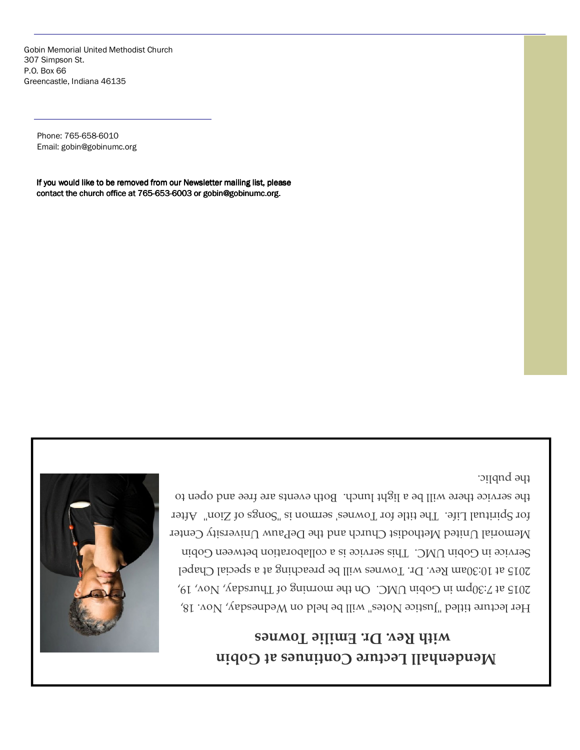Gobin Memorial United Methodist Church
307 Simpson St.
P.O. Box 66
Greencastle, Indiana 46135

Phone: 765-658-6010
Email: gobin@gobinumc.org

**If you would like to be removed from our Newsletter mailing list, please contact the church office at 765-653-6003 or gobin@gobinumc.org.**

## Mendenhall Lecture Continues at Gobin with Rev. Dr. Emilie Townes

Her lecture titled "Justice Notes" will be held on Wednesday, Nov. 18, 2015 at 7:30pm in Gobin UMC. On the morning of Thursday, Nov, 19, 2015 at 10:30am Rev. Dr. Townes will be preaching at a special Chapel Service in Gobin UMC. This service is a collaboration between Gobin Memorial United Methodist Church and the DePauw University Center for Spiritual Life. The title for Townes' sermon is "Songs of Zion" After the service there will be a light lunch. Both events are free and open to the public.